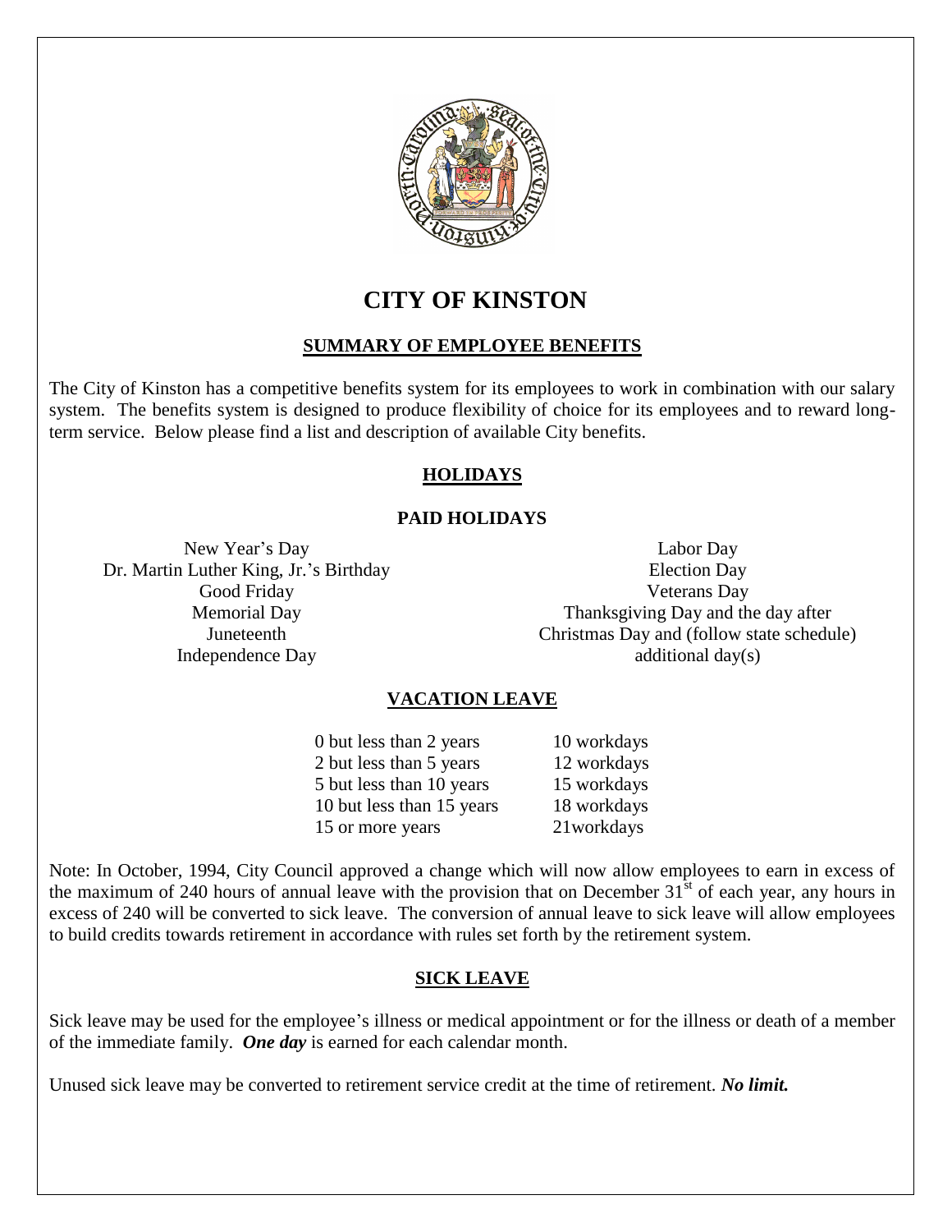# CITY OF KINSTON

## SUMMARY OF EMPLOYEE BENEFITS

The City of Kinston has a competitive benefits system for its employees to work in combination with our salary system. The benefits system is designed to produce flexibility of choice for its employees and to reward long-term service. Below please find a list and description of available City benefits.

## HOLIDAYS

### PAID HOLIDAYS

New Year's Day
Dr. Martin Luther King, Jr.'s Birthday
Good Friday
Memorial Day
Juneteenth
Independence Day
Labor Day
Election Day
Veterans Day
Thanksgiving Day and the day after
Christmas Day and (follow state schedule) additional day(s)

## VACATION LEAVE

| | |
|---|---|
| 0 but less than 2 years | 10 workdays |
| 2 but less than 5 years | 12 workdays |
| 5 but less than 10 years | 15 workdays |
| 10 but less than 15 years | 18 workdays |
| 15 or more years | 21workdays |

Note: In October, 1994, City Council approved a change which will now allow employees to earn in excess of the maximum of 240 hours of annual leave with the provision that on December 31st of each year, any hours in excess of 240 will be converted to sick leave. The conversion of annual leave to sick leave will allow employees to build credits towards retirement in accordance with rules set forth by the retirement system.

## SICK LEAVE

Sick leave may be used for the employee's illness or medical appointment or for the illness or death of a member of the immediate family. ***One day*** is earned for each calendar month.

Unused sick leave may be converted to retirement service credit at the time of retirement. ***No limit.***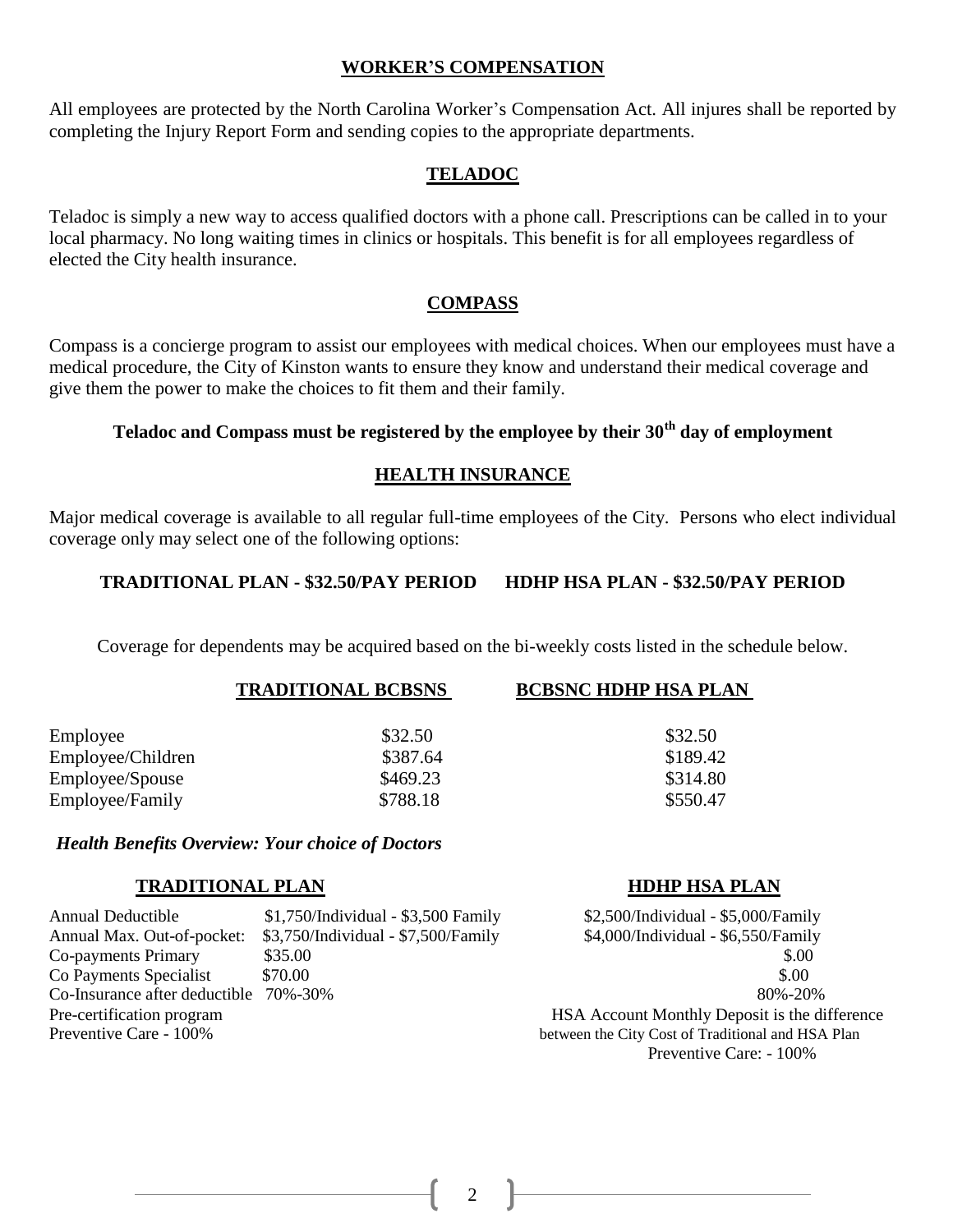## WORKER'S COMPENSATION

All employees are protected by the North Carolina Worker's Compensation Act. All injures shall be reported by completing the Injury Report Form and sending copies to the appropriate departments.

## TELADOC

Teladoc is simply a new way to access qualified doctors with a phone call. Prescriptions can be called in to your local pharmacy. No long waiting times in clinics or hospitals. This benefit is for all employees regardless of elected the City health insurance.

## COMPASS

Compass is a concierge program to assist our employees with medical choices. When our employees must have a medical procedure, the City of Kinston wants to ensure they know and understand their medical coverage and give them the power to make the choices to fit them and their family.

**Teladoc and Compass must be registered by the employee by their 30th day of employment**

## HEALTH INSURANCE

Major medical coverage is available to all regular full-time employees of the City. Persons who elect individual coverage only may select one of the following options:

**TRADITIONAL PLAN - $32.50/PAY PERIOD HDHP HSA PLAN - $32.50/PAY PERIOD**

Coverage for dependents may be acquired based on the bi-weekly costs listed in the schedule below.

| | TRADITIONAL BCBSNS | BCBSNC HDHP HSA PLAN |
|---|---|---|
| Employee | $32.50 | $32.50 |
| Employee/Children | $387.64 | $189.42 |
| Employee/Spouse | $469.23 | $314.80 |
| Employee/Family | $788.18 | $550.47 |

***Health Benefits Overview: Your choice of Doctors***

| | TRADITIONAL PLAN | HDHP HSA PLAN |
|---|---|---|
| Annual Deductible | $1,750/Individual - $3,500 Family | $2,500/Individual - $5,000/Family |
| Annual Max. Out-of-pocket: | $3,750/Individual - $7,500/Family | $4,000/Individual - $6,550/Family |
| Co-payments Primary | $35.00 | $.00 |
| Co Payments Specialist | $70.00 | $.00 |
| Co-Insurance after deductible | 70%-30% | 80%-20% |
| Pre-certification program | | HSA Account Monthly Deposit is the difference between the City Cost of Traditional and HSA Plan |
| Preventive Care - 100% | | Preventive Care: - 100% |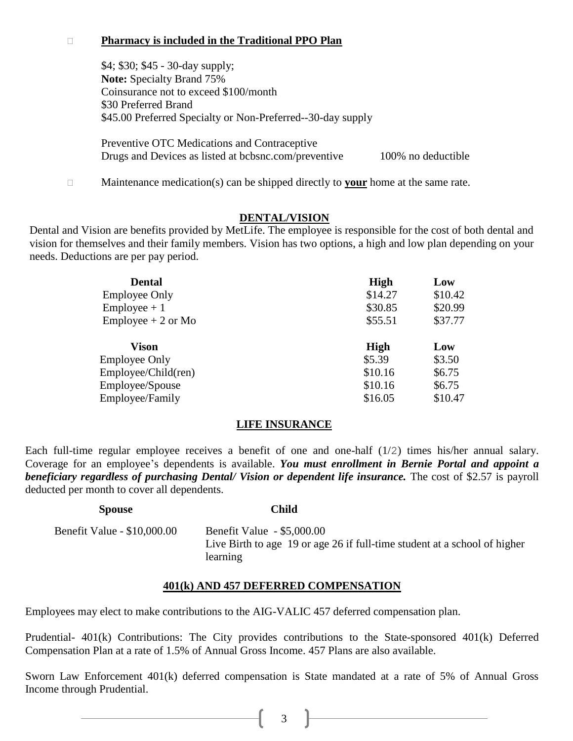- **Pharmacy is included in the Traditional PPO Plan**

  $4; $30; $45 - 30-day supply;
  **Note:** Specialty Brand 75%
  Coinsurance not to exceed $100/month
  $30 Preferred Brand
  $45.00 Preferred Specialty or Non-Preferred--30-day supply

  Preventive OTC Medications and Contraceptive
  Drugs and Devices as listed at bcbsnc.com/preventive 100% no deductible

- Maintenance medication(s) can be shipped directly to **your** home at the same rate.

## DENTAL/VISION

Dental and Vision are benefits provided by MetLife. The employee is responsible for the cost of both dental and vision for themselves and their family members. Vision has two options, a high and low plan depending on your needs. Deductions are per pay period.

| **Dental** | **High** | **Low** |
|---|---|---|
| Employee Only | $14.27 | $10.42 |
| Employee + 1 | $30.85 | $20.99 |
| Employee + 2 or Mo | $55.51 | $37.77 |

| **Vison** | **High** | **Low** |
|---|---|---|
| Employee Only | $5.39 | $3.50 |
| Employee/Child(ren) | $10.16 | $6.75 |
| Employee/Spouse | $10.16 | $6.75 |
| Employee/Family | $16.05 | $10.47 |

## LIFE INSURANCE

Each full-time regular employee receives a benefit of one and one-half (1/2) times his/her annual salary. Coverage for an employee's dependents is available. ***You must enrollment in Bernie Portal and appoint a beneficiary regardless of purchasing Dental/ Vision or dependent life insurance.*** The cost of $2.57 is payroll deducted per month to cover all dependents.

| **Spouse** | **Child** |
|---|---|
| Benefit Value - $10,000.00 | Benefit Value - $5,000.00<br>Live Birth to age 19 or age 26 if full-time student at a school of higher learning |

## 401(k) AND 457 DEFERRED COMPENSATION

Employees may elect to make contributions to the AIG-VALIC 457 deferred compensation plan.

Prudential- 401(k) Contributions: The City provides contributions to the State-sponsored 401(k) Deferred Compensation Plan at a rate of 1.5% of Annual Gross Income. 457 Plans are also available.

Sworn Law Enforcement 401(k) deferred compensation is State mandated at a rate of 5% of Annual Gross Income through Prudential.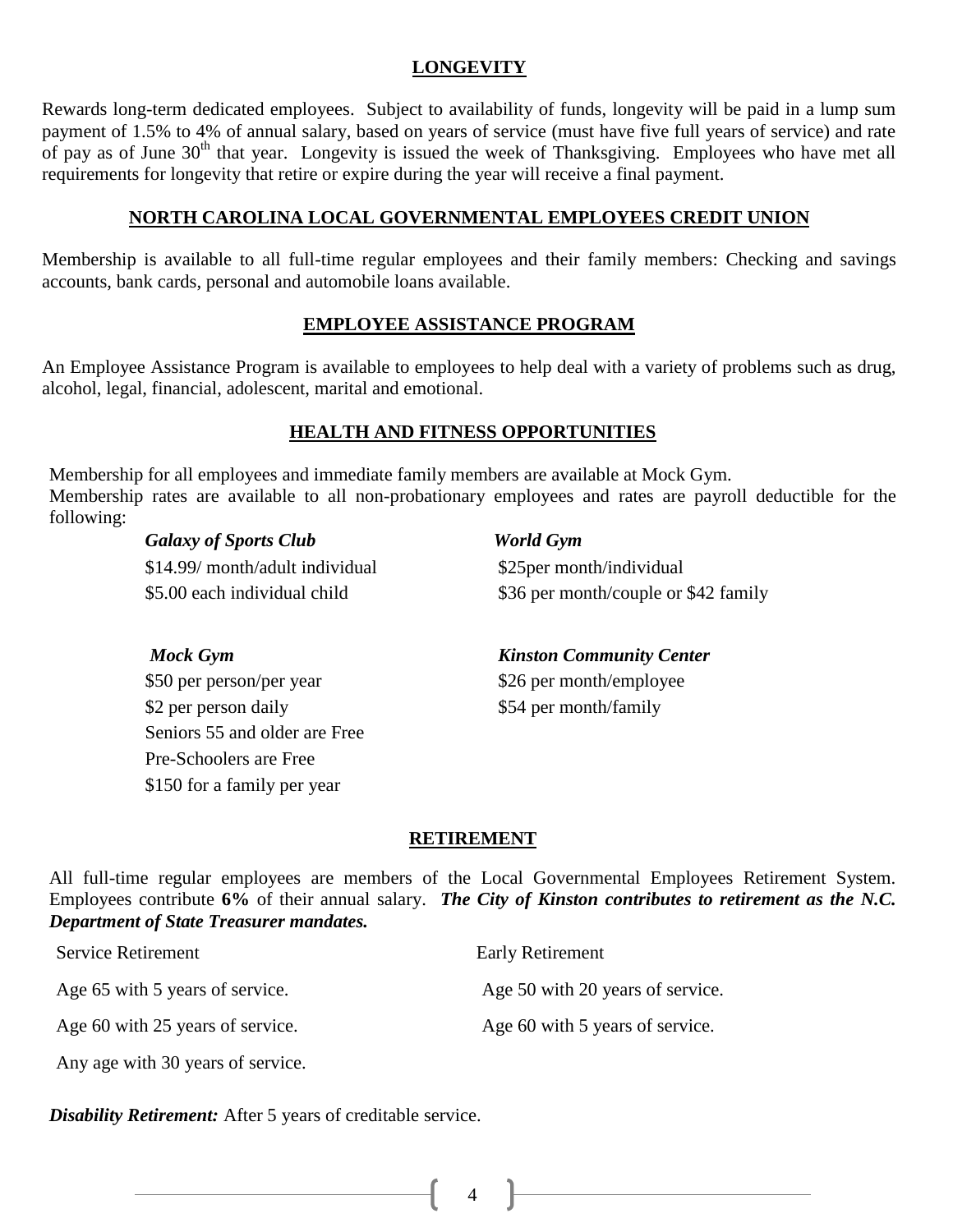## LONGEVITY

Rewards long-term dedicated employees. Subject to availability of funds, longevity will be paid in a lump sum payment of 1.5% to 4% of annual salary, based on years of service (must have five full years of service) and rate of pay as of June 30th that year. Longevity is issued the week of Thanksgiving. Employees who have met all requirements for longevity that retire or expire during the year will receive a final payment.

## NORTH CAROLINA LOCAL GOVERNMENTAL EMPLOYEES CREDIT UNION

Membership is available to all full-time regular employees and their family members: Checking and savings accounts, bank cards, personal and automobile loans available.

## EMPLOYEE ASSISTANCE PROGRAM

An Employee Assistance Program is available to employees to help deal with a variety of problems such as drug, alcohol, legal, financial, adolescent, marital and emotional.

## HEALTH AND FITNESS OPPORTUNITIES

Membership for all employees and immediate family members are available at Mock Gym.
Membership rates are available to all non-probationary employees and rates are payroll deductible for the following:

***Galaxy of Sports Club***
$14.99/ month/adult individual
$5.00 each individual child

***World Gym***
$25per month/individual
$36 per month/couple or $42 family

***Mock Gym***
$50 per person/per year
$2 per person daily
Seniors 55 and older are Free
Pre-Schoolers are Free
$150 for a family per year

***Kinston Community Center***
$26 per month/employee
$54 per month/family

## RETIREMENT

All full-time regular employees are members of the Local Governmental Employees Retirement System. Employees contribute **6%** of their annual salary. ***The City of Kinston contributes to retirement as the N.C. Department of State Treasurer mandates.***

| Service Retirement | Early Retirement |
|---|---|
| Age 65 with 5 years of service. | Age 50 with 20 years of service. |
| Age 60 with 25 years of service. | Age 60 with 5 years of service. |
| Any age with 30 years of service. | |

***Disability Retirement:*** After 5 years of creditable service.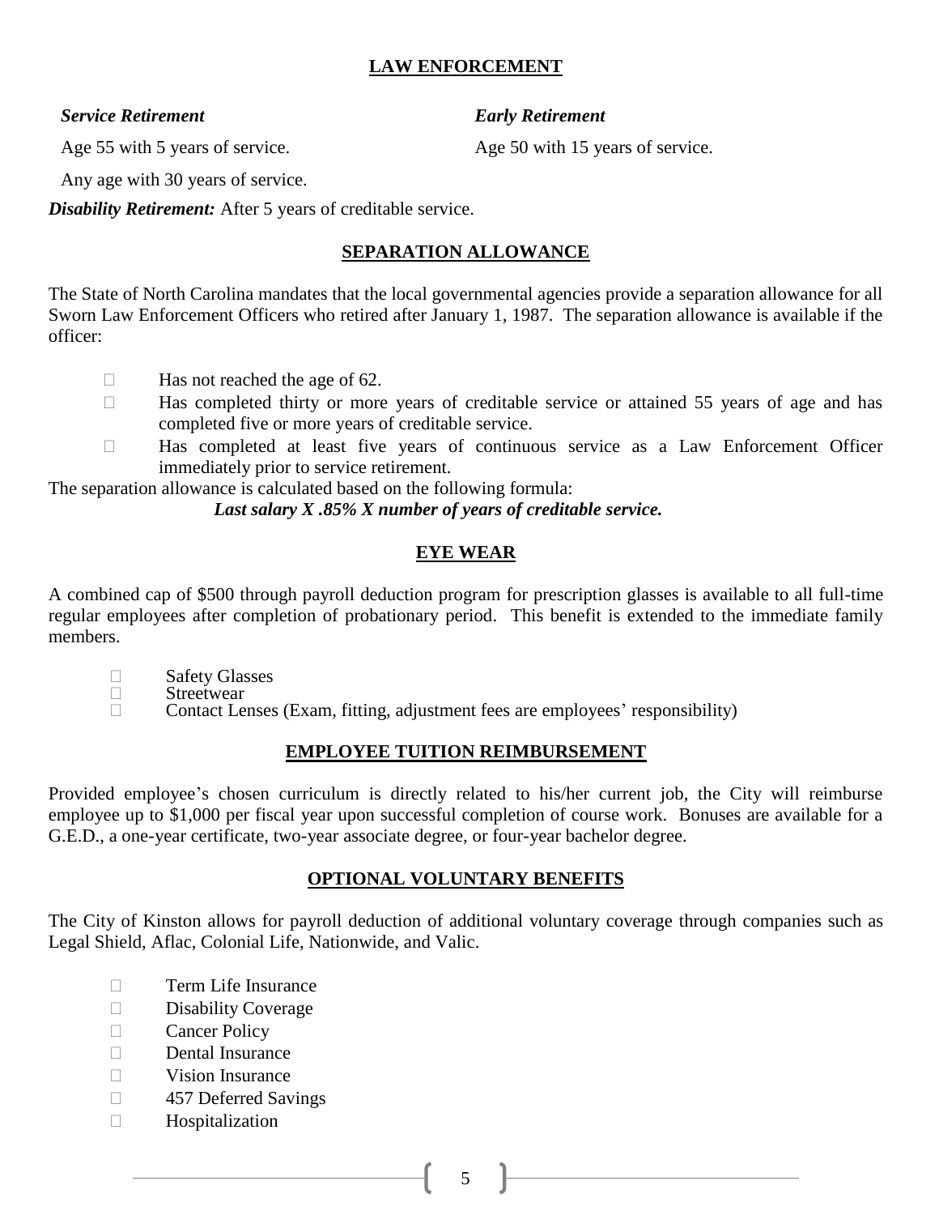## LAW ENFORCEMENT

***Service Retirement***

Age 55 with 5 years of service.

Any age with 30 years of service.

***Early Retirement***

Age 50 with 15 years of service.

***Disability Retirement:*** After 5 years of creditable service.

## SEPARATION ALLOWANCE

The State of North Carolina mandates that the local governmental agencies provide a separation allowance for all Sworn Law Enforcement Officers who retired after January 1, 1987. The separation allowance is available if the officer:

- Has not reached the age of 62.
- Has completed thirty or more years of creditable service or attained 55 years of age and has completed five or more years of creditable service.
- Has completed at least five years of continuous service as a Law Enforcement Officer immediately prior to service retirement.

The separation allowance is calculated based on the following formula:

***Last salary X .85% X number of years of creditable service.***

## EYE WEAR

A combined cap of $500 through payroll deduction program for prescription glasses is available to all full-time regular employees after completion of probationary period. This benefit is extended to the immediate family members.

- Safety Glasses
- Streetwear
- Contact Lenses (Exam, fitting, adjustment fees are employees' responsibility)

## EMPLOYEE TUITION REIMBURSEMENT

Provided employee's chosen curriculum is directly related to his/her current job, the City will reimburse employee up to $1,000 per fiscal year upon successful completion of course work. Bonuses are available for a G.E.D., a one-year certificate, two-year associate degree, or four-year bachelor degree.

## OPTIONAL VOLUNTARY BENEFITS

The City of Kinston allows for payroll deduction of additional voluntary coverage through companies such as Legal Shield, Aflac, Colonial Life, Nationwide, and Valic.

- Term Life Insurance
- Disability Coverage
- Cancer Policy
- Dental Insurance
- Vision Insurance
- 457 Deferred Savings
- Hospitalization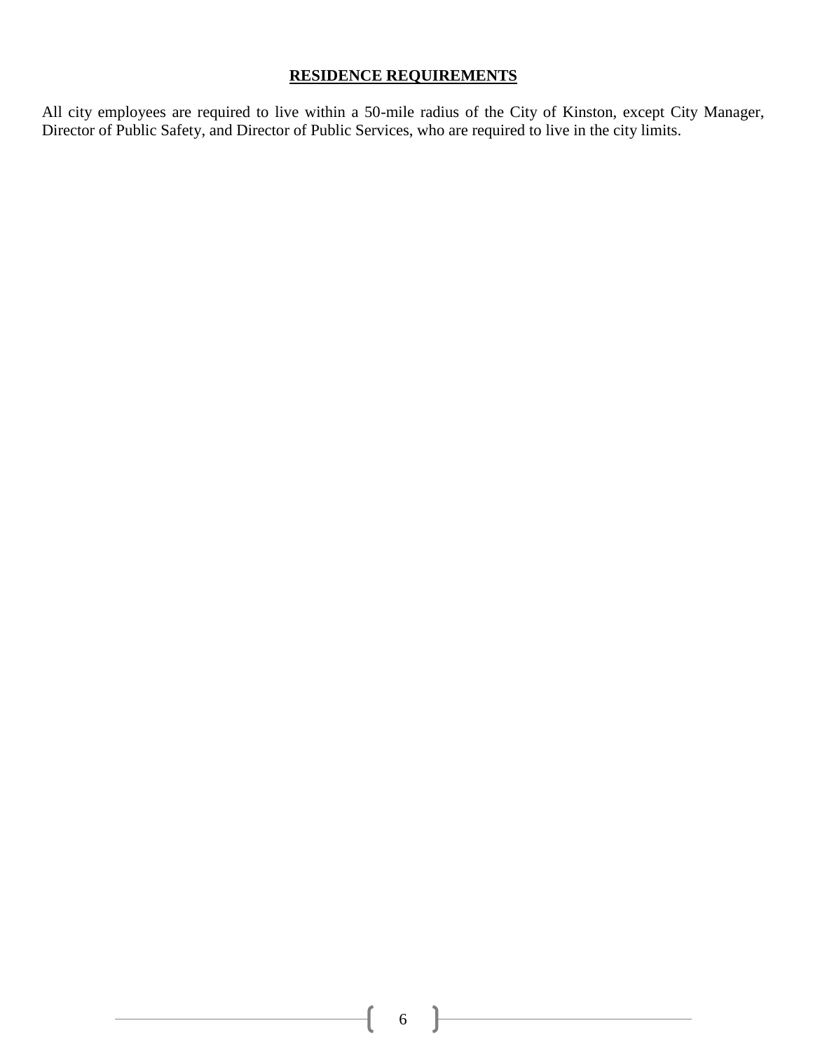## RESIDENCE REQUIREMENTS

All city employees are required to live within a 50-mile radius of the City of Kinston, except City Manager, Director of Public Safety, and Director of Public Services, who are required to live in the city limits.